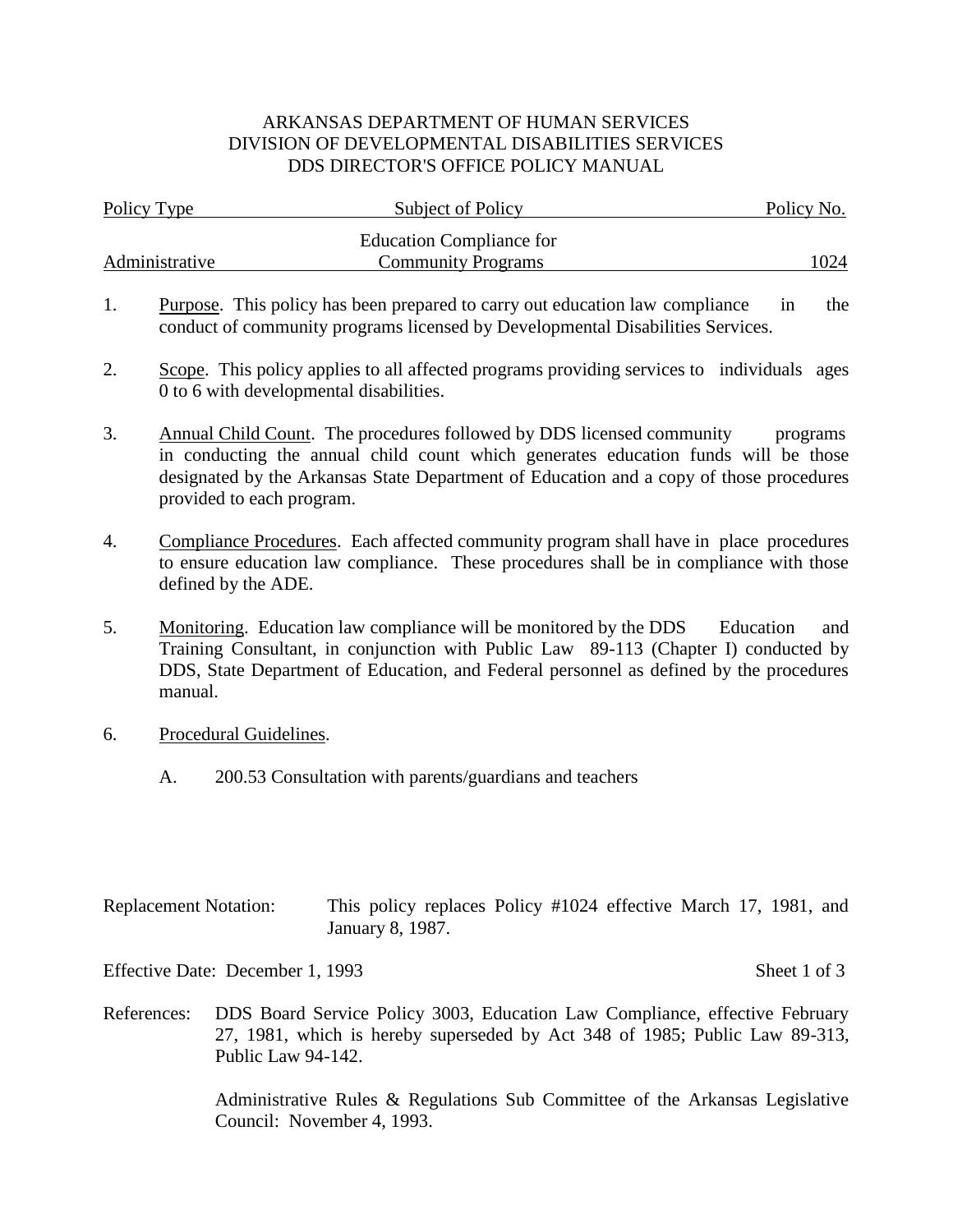ARKANSAS DEPARTMENT OF HUMAN SERVICES
DIVISION OF DEVELOPMENTAL DISABILITIES SERVICES
DDS DIRECTOR'S OFFICE POLICY MANUAL

| Policy Type | Subject of Policy | Policy No. |
|---|---|---|
| Administrative | Education Compliance for Community Programs | 1024 |

1. Purpose. This policy has been prepared to carry out education law compliance in the conduct of community programs licensed by Developmental Disabilities Services.

2. Scope. This policy applies to all affected programs providing services to individuals ages 0 to 6 with developmental disabilities.

3. Annual Child Count. The procedures followed by DDS licensed community programs in conducting the annual child count which generates education funds will be those designated by the Arkansas State Department of Education and a copy of those procedures provided to each program.

4. Compliance Procedures. Each affected community program shall have in place procedures to ensure education law compliance. These procedures shall be in compliance with those defined by the ADE.

5. Monitoring. Education law compliance will be monitored by the DDS Education and Training Consultant, in conjunction with Public Law 89-113 (Chapter I) conducted by DDS, State Department of Education, and Federal personnel as defined by the procedures manual.

6. Procedural Guidelines.

   A. 200.53 Consultation with parents/guardians and teachers

Replacement Notation: This policy replaces Policy #1024 effective March 17, 1981, and January 8, 1987.

Effective Date: December 1, 1993

References: DDS Board Service Policy 3003, Education Law Compliance, effective February 27, 1981, which is hereby superseded by Act 348 of 1985; Public Law 89-313, Public Law 94-142.

Administrative Rules & Regulations Sub Committee of the Arkansas Legislative Council: November 4, 1993.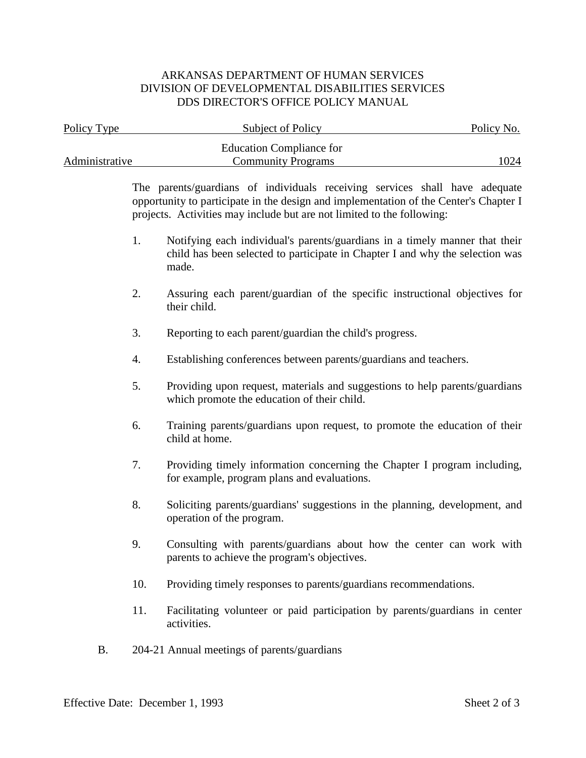| Policy Type | Subject of Policy | Policy No. |
|---|---|---|
| Administrative | Education Compliance for Community Programs | 1024 |

The parents/guardians of individuals receiving services shall have adequate opportunity to participate in the design and implementation of the Center's Chapter I projects. Activities may include but are not limited to the following:

1. Notifying each individual's parents/guardians in a timely manner that their child has been selected to participate in Chapter I and why the selection was made.

2. Assuring each parent/guardian of the specific instructional objectives for their child.

3. Reporting to each parent/guardian the child's progress.

4. Establishing conferences between parents/guardians and teachers.

5. Providing upon request, materials and suggestions to help parents/guardians which promote the education of their child.

6. Training parents/guardians upon request, to promote the education of their child at home.

7. Providing timely information concerning the Chapter I program including, for example, program plans and evaluations.

8. Soliciting parents/guardians' suggestions in the planning, development, and operation of the program.

9. Consulting with parents/guardians about how the center can work with parents to achieve the program's objectives.

10. Providing timely responses to parents/guardians recommendations.

11. Facilitating volunteer or paid participation by parents/guardians in center activities.

B. 204-21 Annual meetings of parents/guardians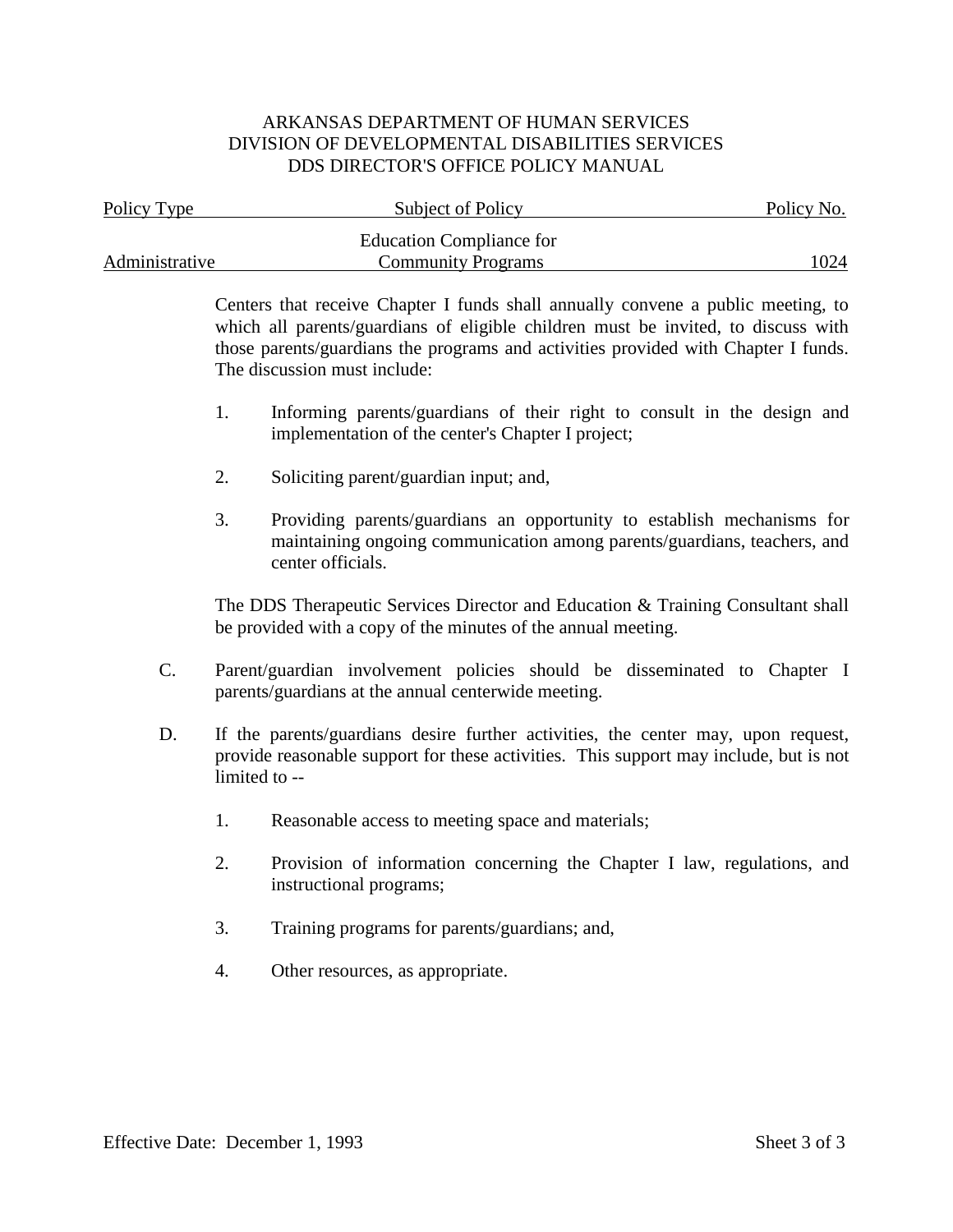Centers that receive Chapter I funds shall annually convene a public meeting, to which all parents/guardians of eligible children must be invited, to discuss with those parents/guardians the programs and activities provided with Chapter I funds. The discussion must include:

1. Informing parents/guardians of their right to consult in the design and implementation of the center's Chapter I project;

2. Soliciting parent/guardian input; and,

3. Providing parents/guardians an opportunity to establish mechanisms for maintaining ongoing communication among parents/guardians, teachers, and center officials.

The DDS Therapeutic Services Director and Education & Training Consultant shall be provided with a copy of the minutes of the annual meeting.

C. Parent/guardian involvement policies should be disseminated to Chapter I parents/guardians at the annual centerwide meeting.

D. If the parents/guardians desire further activities, the center may, upon request, provide reasonable support for these activities. This support may include, but is not limited to --

1. Reasonable access to meeting space and materials;

2. Provision of information concerning the Chapter I law, regulations, and instructional programs;

3. Training programs for parents/guardians; and,

4. Other resources, as appropriate.

Effective Date: December 1, 1993